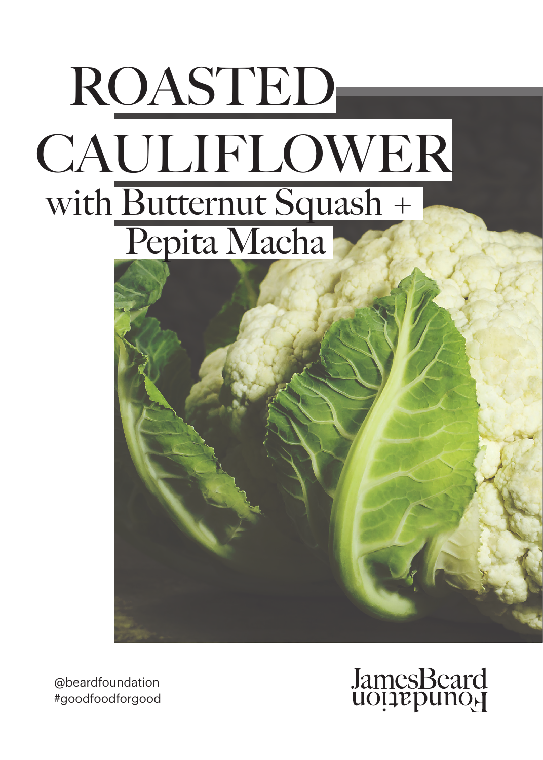# ROASTED CAULIFLOWER

## with Butternut Squash + Pepita Macha

@beardfoundation
#goodfoodforgood

James Beard Foundation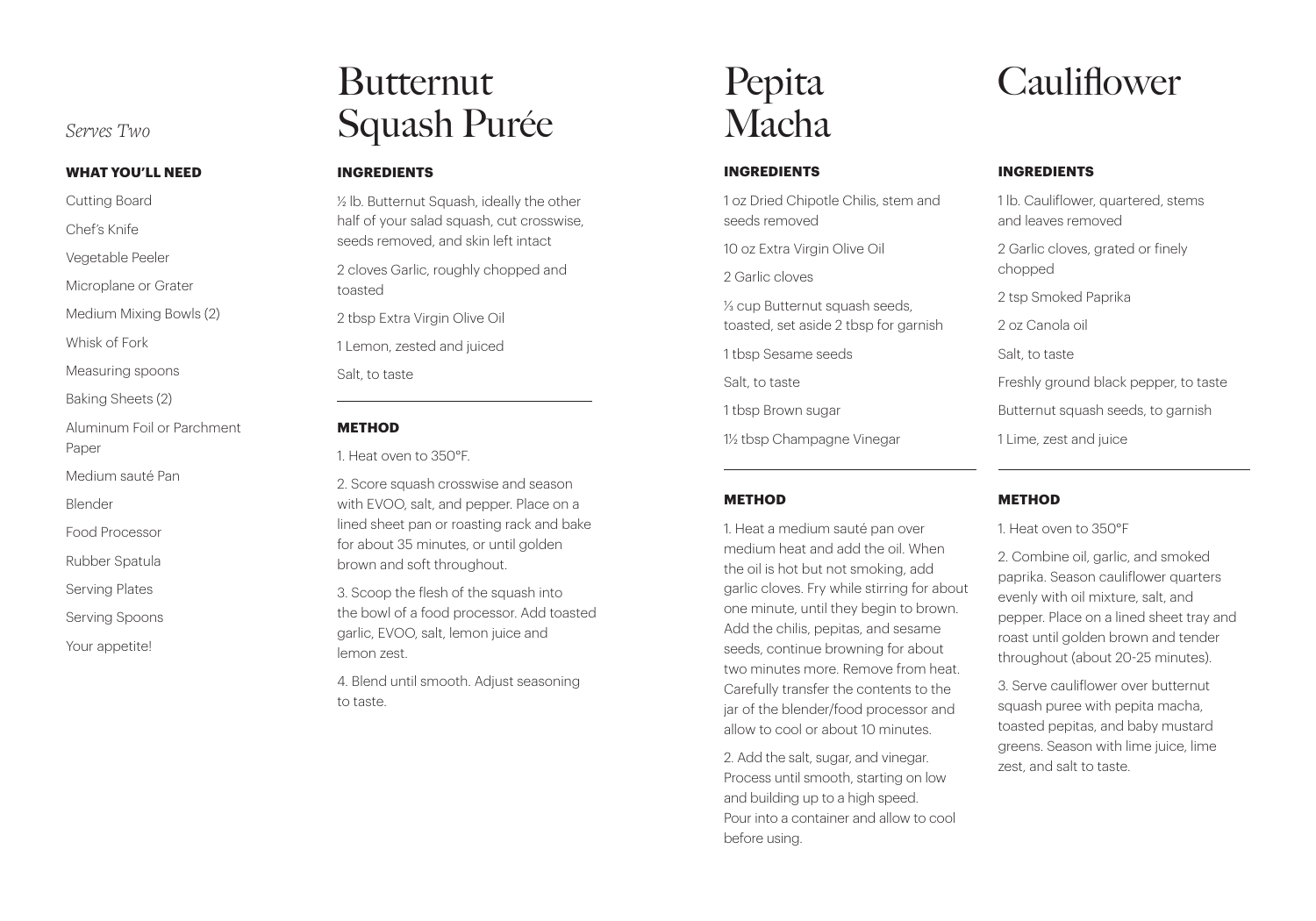*Serves Two*

**WHAT YOU'LL NEED**

Cutting Board

Chef's Knife

Vegetable Peeler

Microplane or Grater

Medium Mixing Bowls (2)

Whisk of Fork

Measuring spoons

Baking Sheets (2)

Aluminum Foil or Parchment Paper

Medium sauté Pan

Blender

Food Processor

Rubber Spatula

Serving Plates

Serving Spoons

Your appetite!

# Butternut Squash Purée

**INGREDIENTS**

½ lb. Butternut Squash, ideally the other half of your salad squash, cut crosswise, seeds removed, and skin left intact

2 cloves Garlic, roughly chopped and toasted

2 tbsp Extra Virgin Olive Oil

1 Lemon, zested and juiced

Salt, to taste

**METHOD**

1. Heat oven to 350°F.

2. Score squash crosswise and season with EVOO, salt, and pepper. Place on a lined sheet pan or roasting rack and bake for about 35 minutes, or until golden brown and soft throughout.

3. Scoop the flesh of the squash into the bowl of a food processor. Add toasted garlic, EVOO, salt, lemon juice and lemon zest.

4. Blend until smooth. Adjust seasoning to taste.

# Pepita Macha

**INGREDIENTS**

1 oz Dried Chipotle Chilis, stem and seeds removed

10 oz Extra Virgin Olive Oil

2 Garlic cloves

⅓ cup Butternut squash seeds, toasted, set aside 2 tbsp for garnish

1 tbsp Sesame seeds

Salt, to taste

1 tbsp Brown sugar

1½ tbsp Champagne Vinegar

**METHOD**

1. Heat a medium sauté pan over medium heat and add the oil. When the oil is hot but not smoking, add garlic cloves. Fry while stirring for about one minute, until they begin to brown. Add the chilis, pepitas, and sesame seeds, continue browning for about two minutes more. Remove from heat. Carefully transfer the contents to the jar of the blender/food processor and allow to cool or about 10 minutes.

2. Add the salt, sugar, and vinegar. Process until smooth, starting on low and building up to a high speed. Pour into a container and allow to cool before using.

# Cauliflower

**INGREDIENTS**

1 lb. Cauliflower, quartered, stems and leaves removed

2 Garlic cloves, grated or finely chopped

2 tsp Smoked Paprika

2 oz Canola oil

Salt, to taste

Freshly ground black pepper, to taste

Butternut squash seeds, to garnish

1 Lime, zest and juice

**METHOD**

1. Heat oven to 350°F

2. Combine oil, garlic, and smoked paprika. Season cauliflower quarters evenly with oil mixture, salt, and pepper. Place on a lined sheet tray and roast until golden brown and tender throughout (about 20-25 minutes).

3. Serve cauliflower over butternut squash puree with pepita macha, toasted pepitas, and baby mustard greens. Season with lime juice, lime zest, and salt to taste.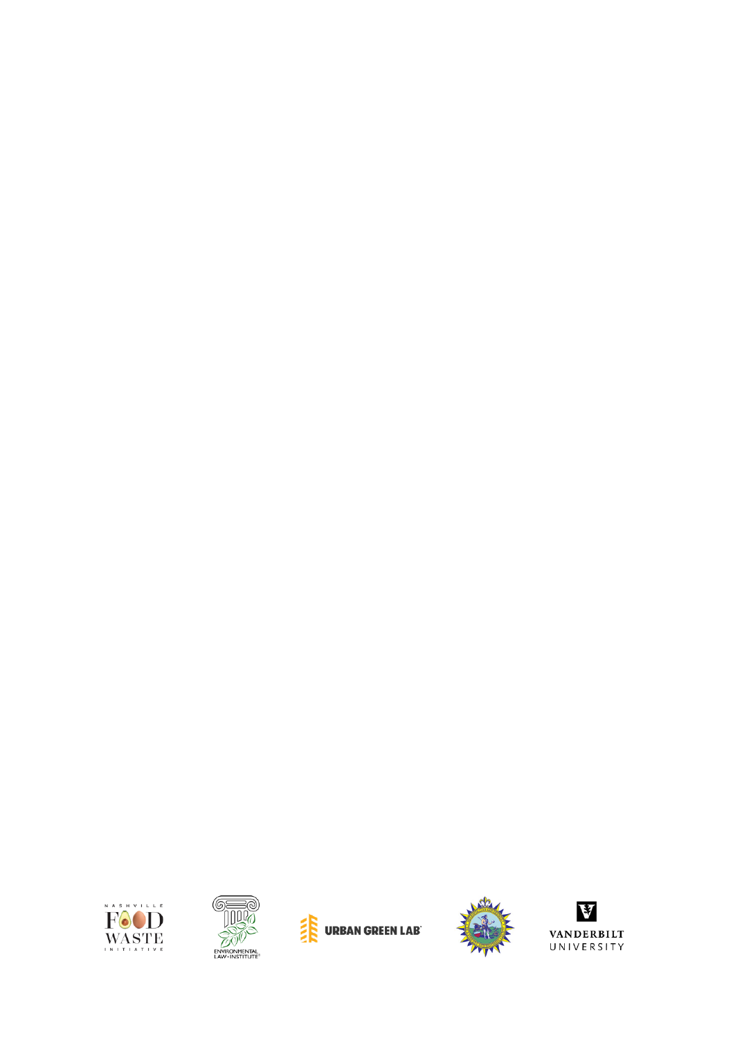NASHVILLE FOOD WASTE INITIATIVE

ENVIRONMENTAL LAW • INSTITUTE

URBAN GREEN LAB

VANDERBILT UNIVERSITY